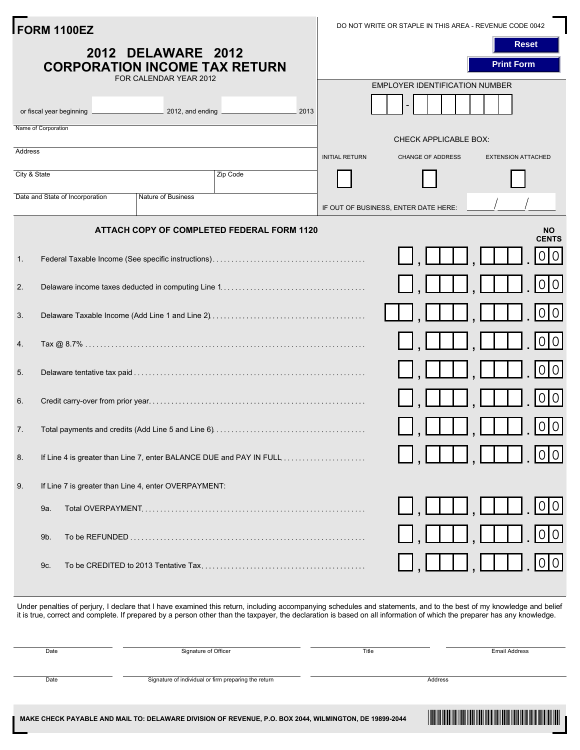# FORM 1100EZ

DO NOT WRITE OR STAPLE IN THIS AREA - REVENUE CODE 0042

Reset

Print Form

## 2012 DELAWARE 2012 CORPORATION INCOME TAX RETURN

FOR CALENDAR YEAR 2012

or fiscal year beginning ______________ 2012, and ending ______________ 2013

EMPLOYER IDENTIFICATION NUMBER

Name of Corporation

Address

City & State

Zip Code

Date and State of Incorporation

Nature of Business

CHECK APPLICABLE BOX:

INITIAL RETURN ☐ CHANGE OF ADDRESS ☐ EXTENSION ATTACHED ☐

IF OUT OF BUSINESS, ENTER DATE HERE: ____/____/____

**ATTACH COPY OF COMPLETED FEDERAL FORM 1120**

| Line | Description | NO CENTS |
|---|---|---|
| 1. | Federal Taxable Income (See specific instructions) | .00 |
| 2. | Delaware income taxes deducted in computing Line 1 | .00 |
| 3. | Delaware Taxable Income (Add Line 1 and Line 2) | .00 |
| 4. | Tax @ 8.7% | .00 |
| 5. | Delaware tentative tax paid | .00 |
| 6. | Credit carry-over from prior year | .00 |
| 7. | Total payments and credits (Add Line 5 and Line 6) | .00 |
| 8. | If Line 4 is greater than Line 7, enter BALANCE DUE and PAY IN FULL | .00 |
| 9. | If Line 7 is greater than Line 4, enter OVERPAYMENT: | |
| 9a. | Total OVERPAYMENT | .00 |
| 9b. | To be REFUNDED | .00 |
| 9c. | To be CREDITED to 2013 Tentative Tax | .00 |

Under penalties of perjury, I declare that I have examined this return, including accompanying schedules and statements, and to the best of my knowledge and belief it is true, correct and complete. If prepared by a person other than the taxpayer, the declaration is based on all information of which the preparer has any knowledge.

Date | Signature of Officer | Title | Email Address

Date | Signature of individual or firm preparing the return | Address

**MAKE CHECK PAYABLE AND MAIL TO: DELAWARE DIVISION OF REVENUE, P.O. BOX 2044, WILMINGTON, DE 19899-2044**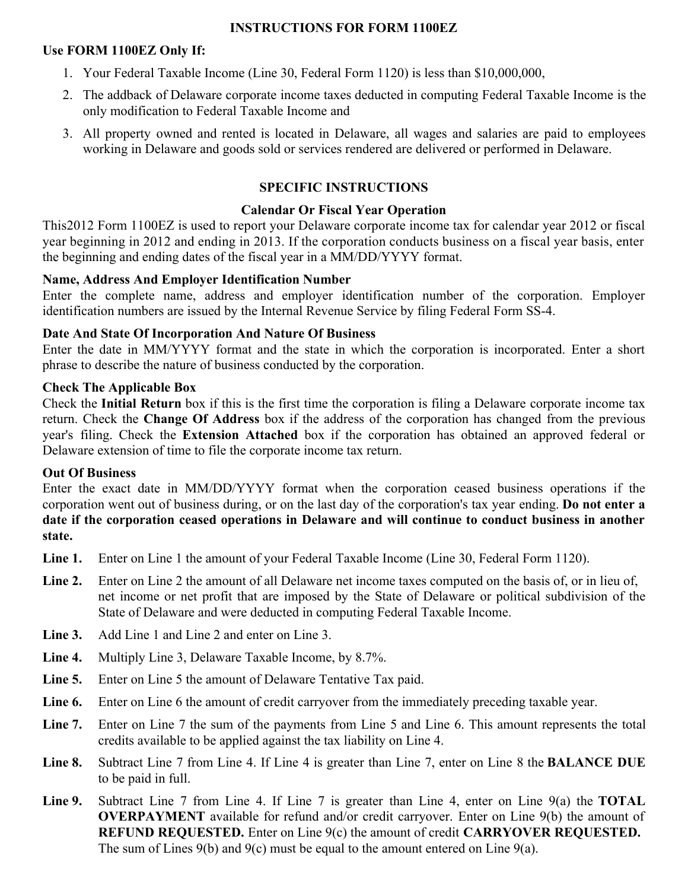## INSTRUCTIONS FOR FORM 1100EZ

**Use FORM 1100EZ Only If:**

1. Your Federal Taxable Income (Line 30, Federal Form 1120) is less than $10,000,000,
2. The addback of Delaware corporate income taxes deducted in computing Federal Taxable Income is the only modification to Federal Taxable Income and
3. All property owned and rented is located in Delaware, all wages and salaries are paid to employees working in Delaware and goods sold or services rendered are delivered or performed in Delaware.

## SPECIFIC INSTRUCTIONS

### Calendar Or Fiscal Year Operation

This2012 Form 1100EZ is used to report your Delaware corporate income tax for calendar year 2012 or fiscal year beginning in 2012 and ending in 2013. If the corporation conducts business on a fiscal year basis, enter the beginning and ending dates of the fiscal year in a MM/DD/YYYY format.

**Name, Address And Employer Identification Number**

Enter the complete name, address and employer identification number of the corporation. Employer identification numbers are issued by the Internal Revenue Service by filing Federal Form SS-4.

**Date And State Of Incorporation And Nature Of Business**

Enter the date in MM/YYYY format and the state in which the corporation is incorporated. Enter a short phrase to describe the nature of business conducted by the corporation.

**Check The Applicable Box**

Check the **Initial Return** box if this is the first time the corporation is filing a Delaware corporate income tax return. Check the **Change Of Address** box if the address of the corporation has changed from the previous year's filing. Check the **Extension Attached** box if the corporation has obtained an approved federal or Delaware extension of time to file the corporate income tax return.

**Out Of Business**

Enter the exact date in MM/DD/YYYY format when the corporation ceased business operations if the corporation went out of business during, or on the last day of the corporation's tax year ending. **Do not enter a date if the corporation ceased operations in Delaware and will continue to conduct business in another state.**

**Line 1.** Enter on Line 1 the amount of your Federal Taxable Income (Line 30, Federal Form 1120).

**Line 2.** Enter on Line 2 the amount of all Delaware net income taxes computed on the basis of, or in lieu of, net income or net profit that are imposed by the State of Delaware or political subdivision of the State of Delaware and were deducted in computing Federal Taxable Income.

**Line 3.** Add Line 1 and Line 2 and enter on Line 3.

**Line 4.** Multiply Line 3, Delaware Taxable Income, by 8.7%.

**Line 5.** Enter on Line 5 the amount of Delaware Tentative Tax paid.

**Line 6.** Enter on Line 6 the amount of credit carryover from the immediately preceding taxable year.

**Line 7.** Enter on Line 7 the sum of the payments from Line 5 and Line 6. This amount represents the total credits available to be applied against the tax liability on Line 4.

**Line 8.** Subtract Line 7 from Line 4. If Line 4 is greater than Line 7, enter on Line 8 the **BALANCE DUE** to be paid in full.

**Line 9.** Subtract Line 7 from Line 4. If Line 7 is greater than Line 4, enter on Line 9(a) the **TOTAL OVERPAYMENT** available for refund and/or credit carryover. Enter on Line 9(b) the amount of **REFUND REQUESTED.** Enter on Line 9(c) the amount of credit **CARRYOVER REQUESTED.** The sum of Lines 9(b) and 9(c) must be equal to the amount entered on Line 9(a).